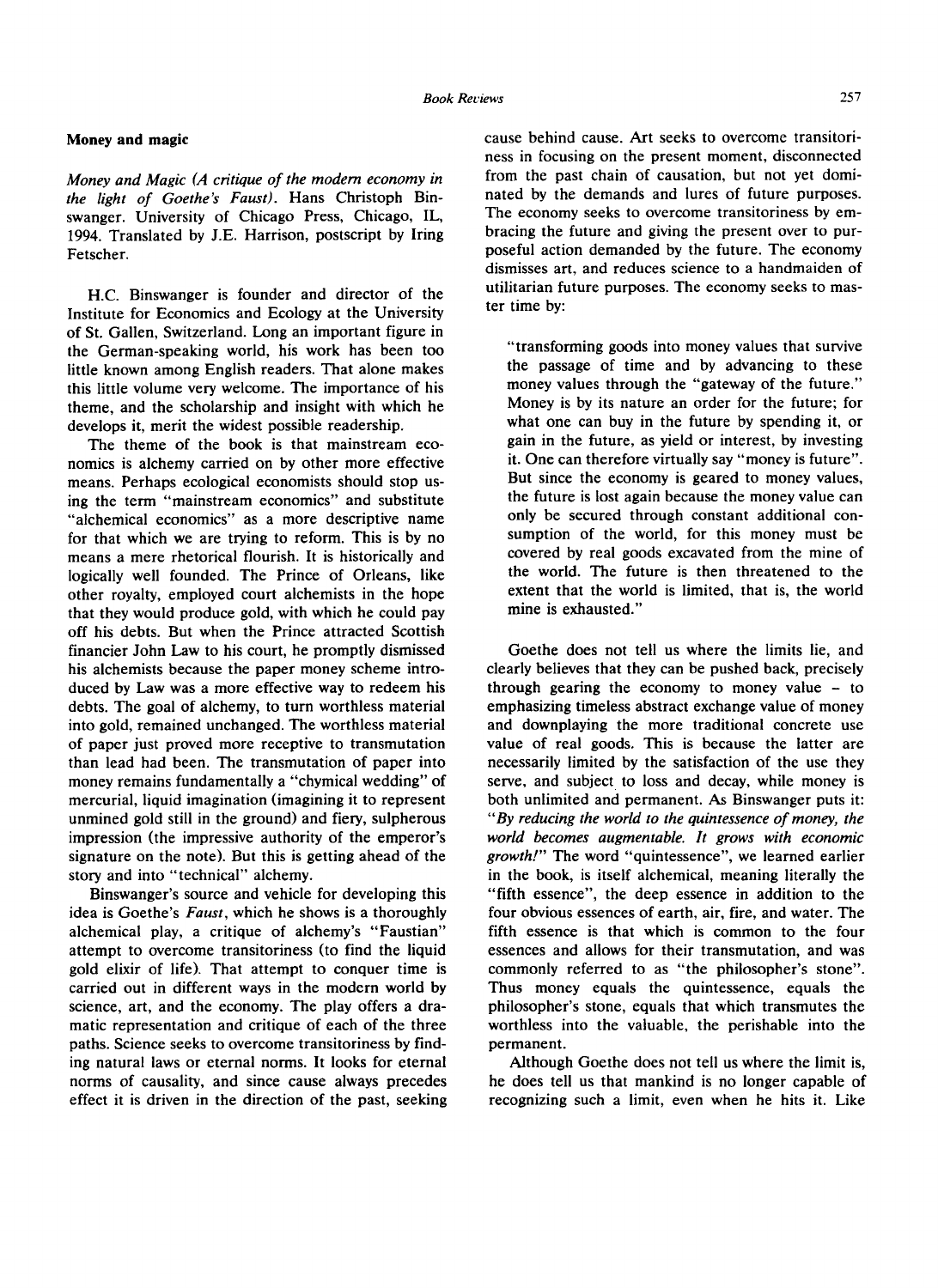## Money and magic

*Money and Magic (A critique of the modern economy in the light of Goethe's Faust)*. Hans Christoph Binswanger. University of Chicago Press, Chicago, IL, 1994. Translated by J.E. Harrison, postscript by Iring Fetscher.

H.C. Binswanger is founder and director of the Institute for Economics and Ecology at the University of St. Gallen, Switzerland. Long an important figure in the German-speaking world, his work has been too little known among English readers. That alone makes this little volume very welcome. The importance of his theme, and the scholarship and insight with which he develops it, merit the widest possible readership.

The theme of the book is that mainstream economics is alchemy carried on by other more effective means. Perhaps ecological economists should stop using the term "mainstream economics" and substitute "alchemical economics" as a more descriptive name for that which we are trying to reform. This is by no means a mere rhetorical flourish. It is historically and logically well founded. The Prince of Orleans, like other royalty, employed court alchemists in the hope that they would produce gold, with which he could pay off his debts. But when the Prince attracted Scottish financier John Law to his court, he promptly dismissed his alchemists because the paper money scheme introduced by Law was a more effective way to redeem his debts. The goal of alchemy, to turn worthless material into gold, remained unchanged. The worthless material of paper just proved more receptive to transmutation than lead had been. The transmutation of paper into money remains fundamentally a "chymical wedding" of mercurial, liquid imagination (imagining it to represent unmined gold still in the ground) and fiery, sulpherous impression (the impressive authority of the emperor's signature on the note). But this is getting ahead of the story and into "technical" alchemy.

Binswanger's source and vehicle for developing this idea is Goethe's *Faust*, which he shows is a thoroughly alchemical play, a critique of alchemy's "Faustian" attempt to overcome transitoriness (to find the liquid gold elixir of life). That attempt to conquer time is carried out in different ways in the modern world by science, art, and the economy. The play offers a dramatic representation and critique of each of the three paths. Science seeks to overcome transitoriness by finding natural laws or eternal norms. It looks for eternal norms of causality, and since cause always precedes effect it is driven in the direction of the past, seeking cause behind cause. Art seeks to overcome transitoriness in focusing on the present moment, disconnected from the past chain of causation, but not yet dominated by the demands and lures of future purposes. The economy seeks to overcome transitoriness by embracing the future and giving the present over to purposeful action demanded by the future. The economy dismisses art, and reduces science to a handmaiden of utilitarian future purposes. The economy seeks to master time by:

> "transforming goods into money values that survive the passage of time and by advancing to these money values through the "gateway of the future." Money is by its nature an order for the future; for what one can buy in the future by spending it, or gain in the future, as yield or interest, by investing it. One can therefore virtually say "money is future". But since the economy is geared to money values, the future is lost again because the money value can only be secured through constant additional consumption of the world, for this money must be covered by real goods excavated from the mine of the world. The future is then threatened to the extent that the world is limited, that is, the world mine is exhausted."

Goethe does not tell us where the limits lie, and clearly believes that they can be pushed back, precisely through gearing the economy to money value – to emphasizing timeless abstract exchange value of money and downplaying the more traditional concrete use value of real goods. This is because the latter are necessarily limited by the satisfaction of the use they serve, and subject to loss and decay, while money is both unlimited and permanent. As Binswanger puts it: "*By reducing the world to the quintessence of money, the world becomes augmentable. It grows with economic growth!*" The word "quintessence", we learned earlier in the book, is itself alchemical, meaning literally the "fifth essence", the deep essence in addition to the four obvious essences of earth, air, fire, and water. The fifth essence is that which is common to the four essences and allows for their transmutation, and was commonly referred to as "the philosopher's stone". Thus money equals the quintessence, equals the philosopher's stone, equals that which transmutes the worthless into the valuable, the perishable into the permanent.

Although Goethe does not tell us where the limit is, he does tell us that mankind is no longer capable of recognizing such a limit, even when he hits it. Like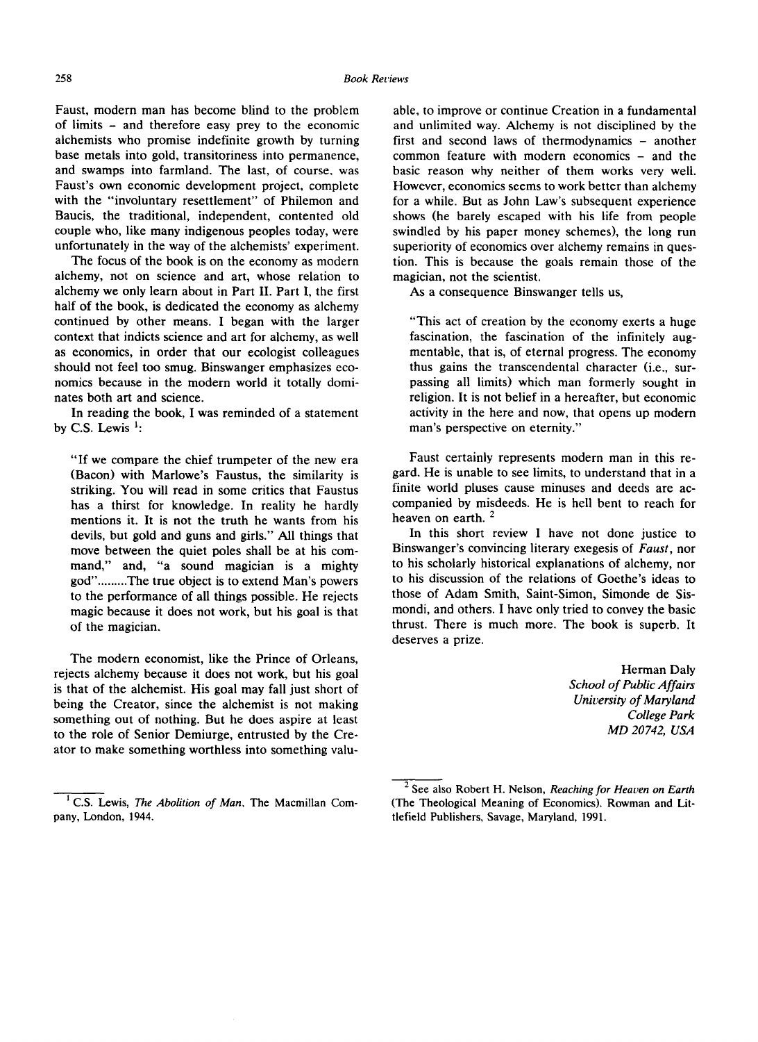Faust, modern man has become blind to the problem of limits – and therefore easy prey to the economic alchemists who promise indefinite growth by turning base metals into gold, transitoriness into permanence, and swamps into farmland. The last, of course, was Faust's own economic development project, complete with the "involuntary resettlement" of Philemon and Baucis, the traditional, independent, contented old couple who, like many indigenous peoples today, were unfortunately in the way of the alchemists' experiment.

The focus of the book is on the economy as modern alchemy, not on science and art, whose relation to alchemy we only learn about in Part II. Part I, the first half of the book, is dedicated the economy as alchemy continued by other means. I began with the larger context that indicts science and art for alchemy, as well as economics, in order that our ecologist colleagues should not feel too smug. Binswanger emphasizes economics because in the modern world it totally dominates both art and science.

In reading the book, I was reminded of a statement by C.S. Lewis [1]:

> "If we compare the chief trumpeter of the new era (Bacon) with Marlowe's Faustus, the similarity is striking. You will read in some critics that Faustus has a thirst for knowledge. In reality he hardly mentions it. It is not the truth he wants from his devils, but gold and guns and girls." All things that move between the quiet poles shall be at his command," and, "a sound magician is a mighty god".........The true object is to extend Man's powers to the performance of all things possible. He rejects magic because it does not work, but his goal is that of the magician.

The modern economist, like the Prince of Orleans, rejects alchemy because it does not work, but his goal is that of the alchemist. His goal may fall just short of being the Creator, since the alchemist is not making something out of nothing. But he does aspire at least to the role of Senior Demiurge, entrusted by the Creator to make something worthless into something valuable, to improve or continue Creation in a fundamental and unlimited way. Alchemy is not disciplined by the first and second laws of thermodynamics – another common feature with modern economics – and the basic reason why neither of them works very well. However, economics seems to work better than alchemy for a while. But as John Law's subsequent experience shows (he barely escaped with his life from people swindled by his paper money schemes), the long run superiority of economics over alchemy remains in question. This is because the goals remain those of the magician, not the scientist.

As a consequence Binswanger tells us,

> "This act of creation by the economy exerts a huge fascination, the fascination of the infinitely augmentable, that is, of eternal progress. The economy thus gains the transcendental character (i.e., surpassing all limits) which man formerly sought in religion. It is not belief in a hereafter, but economic activity in the here and now, that opens up modern man's perspective on eternity."

Faust certainly represents modern man in this regard. He is unable to see limits, to understand that in a finite world pluses cause minuses and deeds are accompanied by misdeeds. He is hell bent to reach for heaven on earth. [2]

In this short review I have not done justice to Binswanger's convincing literary exegesis of *Faust*, nor to his scholarly historical explanations of alchemy, nor to his discussion of the relations of Goethe's ideas to those of Adam Smith, Saint-Simon, Simonde de Sismondi, and others. I have only tried to convey the basic thrust. There is much more. The book is superb. It deserves a prize.

Herman Daly
*School of Public Affairs*
*University of Maryland*
*College Park*
*MD 20742, USA*

---

[1] C.S. Lewis, *The Abolition of Man*. The Macmillan Company, London, 1944.

[2] See also Robert H. Nelson, *Reaching for Heaven on Earth* (The Theological Meaning of Economics). Rowman and Littlefield Publishers, Savage, Maryland, 1991.